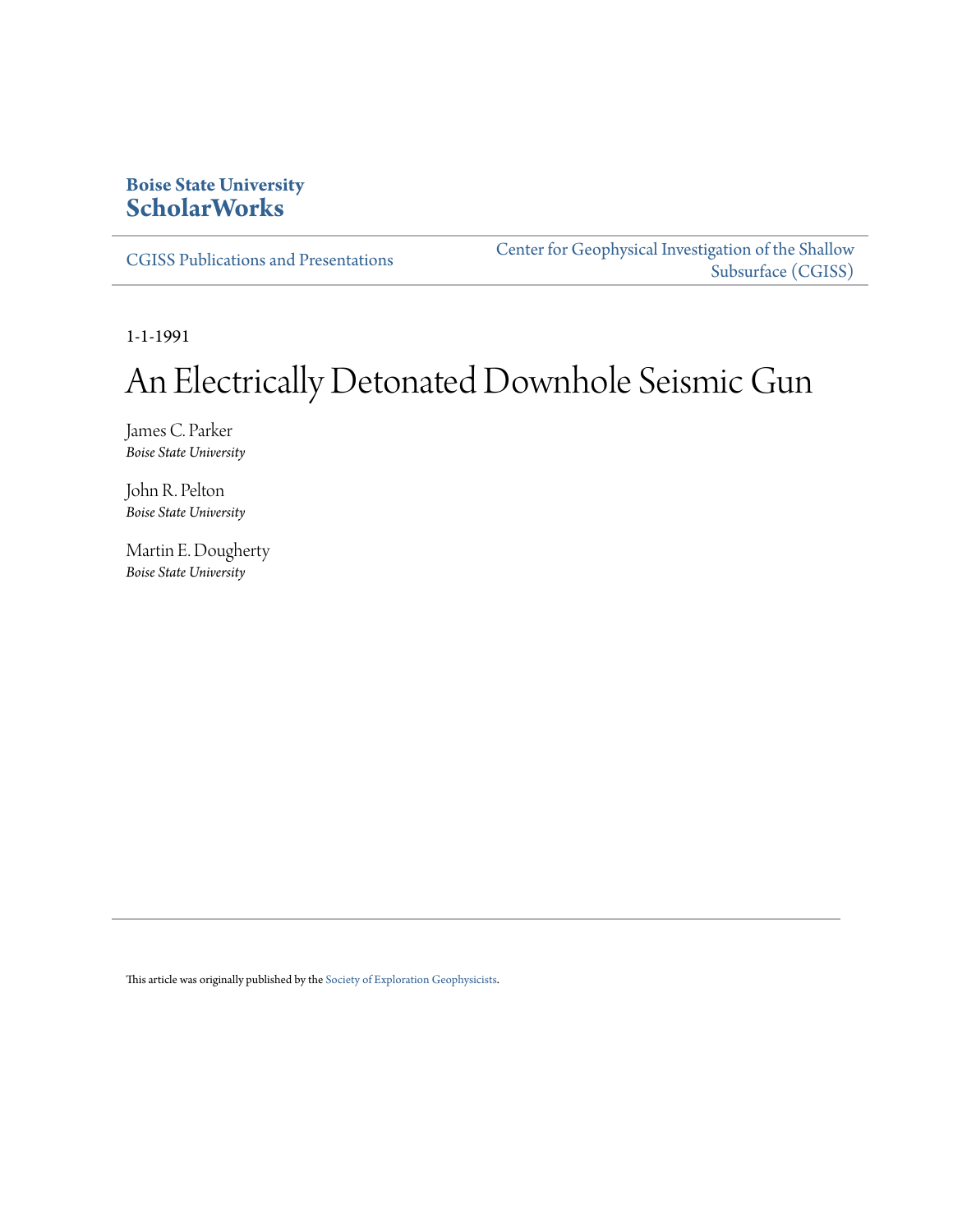**Boise State University**
**ScholarWorks**

CGISS Publications and Presentations

Center for Geophysical Investigation of the Shallow Subsurface (CGISS)

1-1-1991

# An Electrically Detonated Downhole Seismic Gun

James C. Parker
*Boise State University*

John R. Pelton
*Boise State University*

Martin E. Dougherty
*Boise State University*

This article was originally published by the Society of Exploration Geophysicists.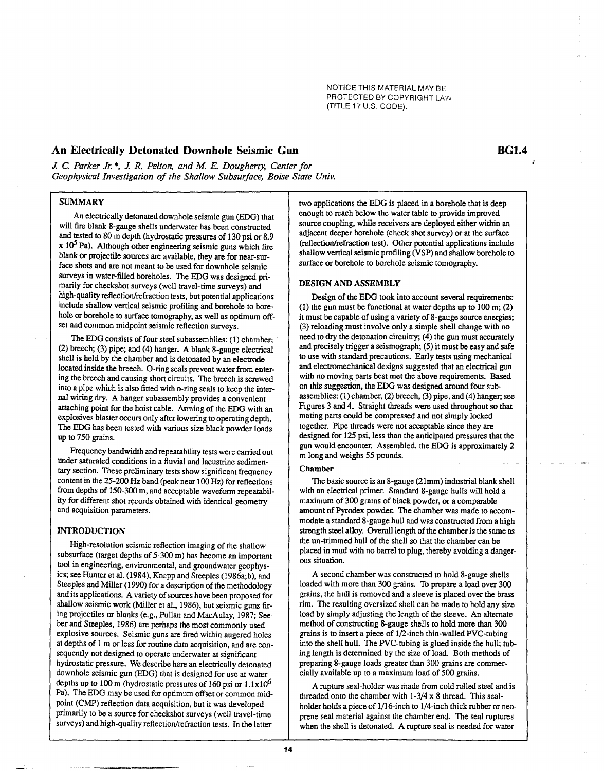NOTICE THIS MATERIAL MAY BE PROTECTED BY COPYRIGHT LAW (TITLE 17 U.S. CODE).

# An Electrically Detonated Downhole Seismic Gun

**BG1.4**

*J. C. Parker Jr.\*, J. R. Pelton, and M. E. Dougherty, Center for Geophysical Investigation of the Shallow Subsurface, Boise State Univ.*

## SUMMARY

An electrically detonated downhole seismic gun (EDG) that will fire blank 8-gauge shells underwater has been constructed and tested to 80 m depth (hydrostatic pressures of 130 psi or 8.9 x $10^5$ Pa). Although other engineering seismic guns which fire blank or projectile sources are available, they are for near-surface shots and are not meant to be used for downhole seismic surveys in water-filled boreholes. The EDG was designed primarily for checkshot surveys (well travel-time surveys) and high-quality reflection/refraction tests, but potential applications include shallow vertical seismic profiling and borehole to borehole or borehole to surface tomography, as well as optimum offset and common midpoint seismic reflection surveys.

The EDG consists of four steel subassemblies: (1) chamber; (2) breech; (3) pipe; and (4) hanger. A blank 8-gauge electrical shell is held by the chamber and is detonated by an electrode located inside the breech. O-ring seals prevent water from entering the breech and causing short circuits. The breech is screwed into a pipe which is also fitted with o-ring seals to keep the internal wiring dry. A hanger subassembly provides a convenient attaching point for the hoist cable. Arming of the EDG with an explosives blaster occurs only after lowering to operating depth. The EDG has been tested with various size black powder loads up to 750 grains.

Frequency bandwidth and repeatability tests were carried out under saturated conditions in a fluvial and lacustrine sedimentary section. These preliminary tests show significant frequency content in the 25-200 Hz band (peak near 100 Hz) for reflections from depths of 150-300 m, and acceptable waveform repeatability for different shot records obtained with identical geometry and acquisition parameters.

## INTRODUCTION

High-resolution seismic reflection imaging of the shallow subsurface (target depths of 5-300 m) has become an important tool in engineering, environmental, and groundwater geophysics; see Hunter et al. (1984), Knapp and Steeples (1986a;b), and Steeples and Miller (1990) for a description of the methodology and its applications. A variety of sources have been proposed for shallow seismic work (Miller et al., 1986), but seismic guns firing projectiles or blanks (e.g., Pullan and MacAulay, 1987; Seeber and Steeples, 1986) are perhaps the most commonly used explosive sources. Seismic guns are fired within augered holes at depths of 1 m or less for routine data acquisition, and are consequently not designed to operate underwater at significant hydrostatic pressure. We describe here an electrically detonated downhole seismic gun (EDG) that is designed for use at water depths up to 100 m (hydrostatic pressures of 160 psi or 1.1x$10^6$ Pa). The EDG may be used for optimum offset or common midpoint (CMP) reflection data acquisition, but it was developed primarily to be a source for checkshot surveys (well travel-time surveys) and high-quality reflection/refraction tests. In the latter two applications the EDG is placed in a borehole that is deep enough to reach below the water table to provide improved source coupling, while receivers are deployed either within an adjacent deeper borehole (check shot survey) or at the surface (reflection/refraction test). Other potential applications include shallow vertical seismic profiling (VSP) and shallow borehole to surface or borehole to borehole seismic tomography.

## DESIGN AND ASSEMBLY

Design of the EDG took into account several requirements: (1) the gun must be functional at water depths up to 100 m; (2) it must be capable of using a variety of 8-gauge source energies; (3) reloading must involve only a simple shell change with no need to dry the detonation circuitry; (4) the gun must accurately and precisely trigger a seismograph; (5) it must be easy and safe to use with standard precautions. Early tests using mechanical and electromechanical designs suggested that an electrical gun with no moving parts best met the above requirements. Based on this suggestion, the EDG was designed around four subassemblies: (1) chamber, (2) breech, (3) pipe, and (4) hanger; see Figures 3 and 4. Straight threads were used throughout so that mating parts could be compressed and not simply locked together. Pipe threads were not acceptable since they are designed for 125 psi, less than the anticipated pressures that the gun would encounter. Assembled, the EDG is approximately 2 m long and weighs 55 pounds.

### Chamber

The basic source is an 8-gauge (21mm) industrial blank shell with an electrical primer. Standard 8-gauge hulls will hold a maximum of 300 grains of black powder, or a comparable amount of Pyrodex powder. The chamber was made to accommodate a standard 8-gauge hull and was constructed from a high strength steel alloy. Overall length of the chamber is the same as the un-trimmed hull of the shell so that the chamber can be placed in mud with no barrel to plug, thereby avoiding a dangerous situation.

A second chamber was constructed to hold 8-gauge shells loaded with more than 300 grains. To prepare a load over 300 grains, the hull is removed and a sleeve is placed over the brass rim. The resulting oversized shell can be made to hold any size load by simply adjusting the length of the sleeve. An alternate method of constructing 8-gauge shells to hold more than 300 grains is to insert a piece of 1/2-inch thin-walled PVC-tubing into the shell hull. The PVC-tubing is glued inside the hull; tubing length is determined by the size of load. Both methods of preparing 8-gauge loads greater than 300 grains are commercially available up to a maximum load of 500 grains.

A rupture seal-holder was made from cold rolled steel and is threaded onto the chamber with 1-3/4 x 8 thread. This seal-holder holds a piece of 1/16-inch to 1/4-inch thick rubber or neoprene seal material against the chamber end. The seal ruptures when the shell is detonated. A rupture seal is needed for water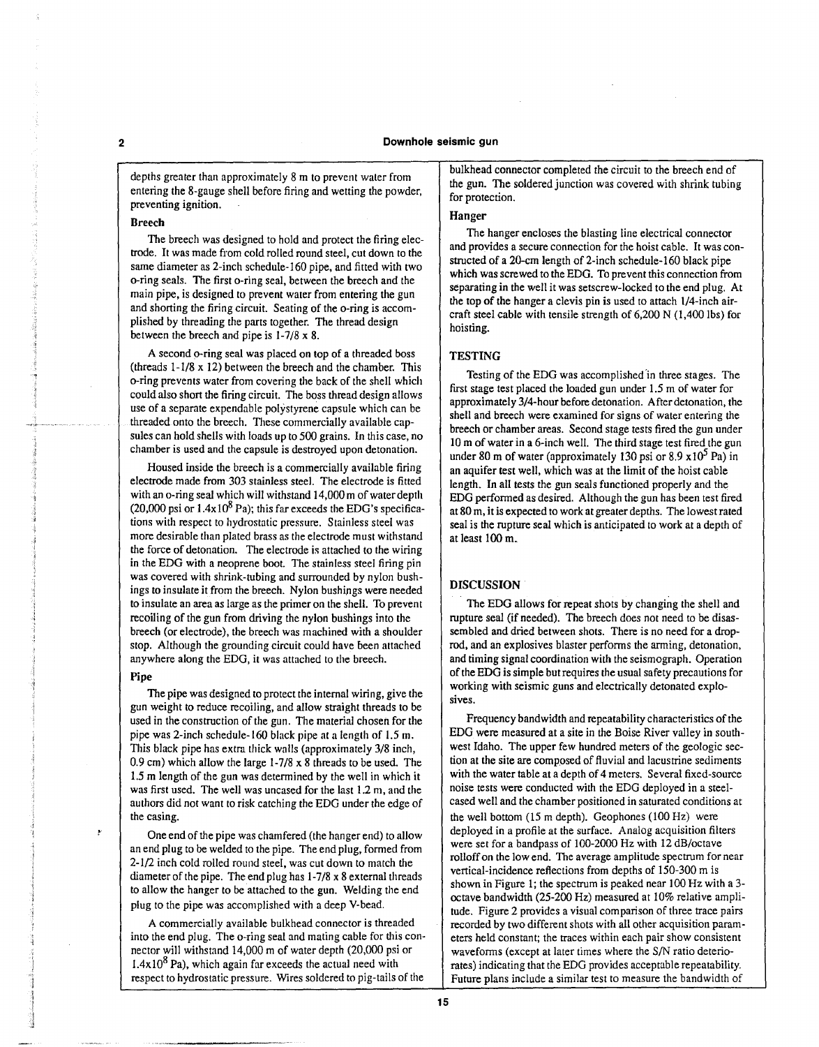depths greater than approximately 8 m to prevent water from entering the 8-gauge shell before firing and wetting the powder, preventing ignition.

### Breech

The breech was designed to hold and protect the firing electrode. It was made from cold rolled round steel, cut down to the same diameter as 2-inch schedule-160 pipe, and fitted with two o-ring seals. The first o-ring seal, between the breech and the main pipe, is designed to prevent water from entering the gun and shorting the firing circuit. Seating of the o-ring is accomplished by threading the parts together. The thread design between the breech and pipe is 1-7/8 x 8.

A second o-ring seal was placed on top of a threaded boss (threads 1-1/8 x 12) between the breech and the chamber. This o-ring prevents water from covering the back of the shell which could also short the firing circuit. The boss thread design allows use of a separate expendable polystyrene capsule which can be threaded onto the breech. These commercially available capsules can hold shells with loads up to 500 grains. In this case, no chamber is used and the capsule is destroyed upon detonation.

Housed inside the breech is a commercially available firing electrode made from 303 stainless steel. The electrode is fitted with an o-ring seal which will withstand 14,000 m of water depth (20,000 psi or $1.4 \times 10^8$ Pa); this far exceeds the EDG's specifications with respect to hydrostatic pressure. Stainless steel was more desirable than plated brass as the electrode must withstand the force of detonation. The electrode is attached to the wiring in the EDG with a neoprene boot. The stainless steel firing pin was covered with shrink-tubing and surrounded by nylon bushings to insulate it from the breech. Nylon bushings were needed to insulate an area as large as the primer on the shell. To prevent recoiling of the gun from driving the nylon bushings into the breech (or electrode), the breech was machined with a shoulder stop. Although the grounding circuit could have been attached anywhere along the EDG, it was attached to the breech.

### Pipe

The pipe was designed to protect the internal wiring, give the gun weight to reduce recoiling, and allow straight threads to be used in the construction of the gun. The material chosen for the pipe was 2-inch schedule-160 black pipe at a length of 1.5 m. This black pipe has extra thick walls (approximately 3/8 inch, 0.9 cm) which allow the large 1-7/8 x 8 threads to be used. The 1.5 m length of the gun was determined by the well in which it was first used. The well was uncased for the last 1.2 m, and the authors did not want to risk catching the EDG under the edge of the casing.

One end of the pipe was chamfered (the hanger end) to allow an end plug to be welded to the pipe. The end plug, formed from 2-1/2 inch cold rolled round steel, was cut down to match the diameter of the pipe. The end plug has 1-7/8 x 8 external threads to allow the hanger to be attached to the gun. Welding the end plug to the pipe was accomplished with a deep V-bead.

A commercially available bulkhead connector is threaded into the end plug. The o-ring seal and mating cable for this connector will withstand 14,000 m of water depth (20,000 psi or $1.4 \times 10^8$ Pa), which again far exceeds the actual need with respect to hydrostatic pressure. Wires soldered to pig-tails of the bulkhead connector completed the circuit to the breech end of the gun. The soldered junction was covered with shrink tubing for protection.

### Hanger

The hanger encloses the blasting line electrical connector and provides a secure connection for the hoist cable. It was constructed of a 20-cm length of 2-inch schedule-160 black pipe which was screwed to the EDG. To prevent this connection from separating in the well it was setscrew-locked to the end plug. At the top of the hanger a clevis pin is used to attach 1/4-inch aircraft steel cable with tensile strength of 6,200 N (1,400 lbs) for hoisting.

## TESTING

Testing of the EDG was accomplished in three stages. The first stage test placed the loaded gun under 1.5 m of water for approximately 3/4-hour before detonation. After detonation, the shell and breech were examined for signs of water entering the breech or chamber areas. Second stage tests fired the gun under 10 m of water in a 6-inch well. The third stage test fired the gun under 80 m of water (approximately 130 psi or $8.9 \times 10^5$ Pa) in an aquifer test well, which was at the limit of the hoist cable length. In all tests the gun seals functioned properly and the EDG performed as desired. Although the gun has been test fired at 80 m, it is expected to work at greater depths. The lowest rated seal is the rupture seal which is anticipated to work at a depth of at least 100 m.

## DISCUSSION

The EDG allows for repeat shots by changing the shell and rupture seal (if needed). The breech does not need to be disassembled and dried between shots. There is no need for a drop-rod, and an explosives blaster performs the arming, detonation, and timing signal coordination with the seismograph. Operation of the EDG is simple but requires the usual safety precautions for working with seismic guns and electrically detonated explosives.

Frequency bandwidth and repeatability characteristics of the EDG were measured at a site in the Boise River valley in southwest Idaho. The upper few hundred meters of the geologic section at the site are composed of fluvial and lacustrine sediments with the water table at a depth of 4 meters. Several fixed-source noise tests were conducted with the EDG deployed in a steel-cased well and the chamber positioned in saturated conditions at the well bottom (15 m depth). Geophones (100 Hz) were deployed in a profile at the surface. Analog acquisition filters were set for a bandpass of 100-2000 Hz with 12 dB/octave rolloff on the low end. The average amplitude spectrum for near vertical-incidence reflections from depths of 150-300 m is shown in Figure 1; the spectrum is peaked near 100 Hz with a 3-octave bandwidth (25-200 Hz) measured at 10% relative amplitude. Figure 2 provides a visual comparison of three trace pairs recorded by two different shots with all other acquisition parameters held constant; the traces within each pair show consistent waveforms (except at later times where the S/N ratio deteriorates) indicating that the EDG provides acceptable repeatability. Future plans include a similar test to measure the bandwidth of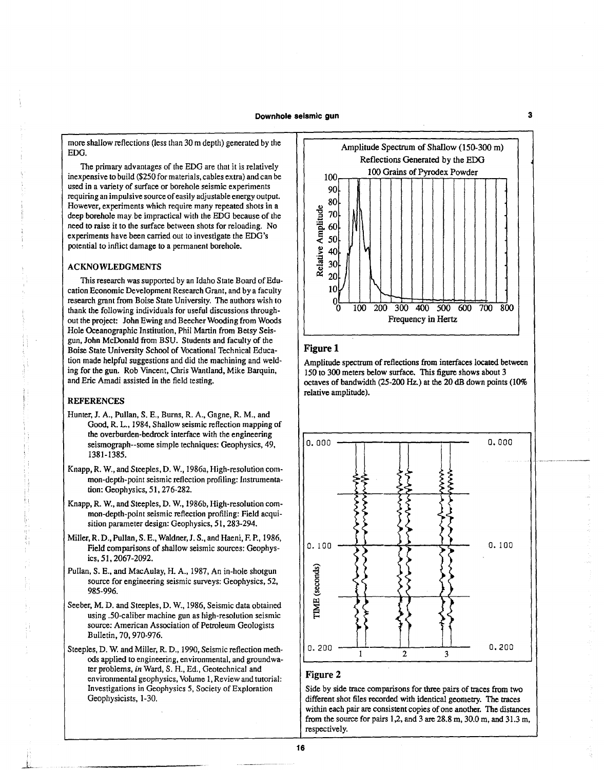more shallow reflections (less than 30 m depth) generated by the EDG.

The primary advantages of the EDG are that it is relatively inexpensive to build ($250 for materials, cables extra) and can be used in a variety of surface or borehole seismic experiments requiring an impulsive source of easily adjustable energy output. However, experiments which require many repeated shots in a deep borehole may be impractical with the EDG because of the need to raise it to the surface between shots for reloading. No experiments have been carried out to investigate the EDG's potential to inflict damage to a permanent borehole.

## ACKNOWLEDGMENTS

This research was supported by an Idaho State Board of Education Economic Development Research Grant, and by a faculty research grant from Boise State University. The authors wish to thank the following individuals for useful discussions throughout the project: John Ewing and Beecher Wooding from Woods Hole Oceanographic Institution, Phil Martin from Betsy Seisgun, John McDonald from BSU. Students and faculty of the Boise State University School of Vocational Technical Education made helpful suggestions and did the machining and welding for the gun. Rob Vincent, Chris Wantland, Mike Barquin, and Eric Amadi assisted in the field testing.

## REFERENCES

Hunter, J. A., Pullan, S. E., Burns, R. A., Gagne, R. M., and Good, R. L., 1984, Shallow seismic reflection mapping of the overburden-bedrock interface with the engineering seismograph--some simple techniques: Geophysics, 49, 1381-1385.

Knapp, R. W., and Steeples, D. W., 1986a, High-resolution common-depth-point seismic reflection profiling: Instrumentation: Geophysics, 51, 276-282.

Knapp, R. W., and Steeples, D. W., 1986b, High-resolution common-depth-point seismic reflection profiling: Field acquisition parameter design: Geophysics, 51, 283-294.

Miller, R. D., Pullan, S. E., Waldner, J. S., and Haeni, F. P., 1986, Field comparisons of shallow seismic sources: Geophysics, 51, 2067-2092.

Pullan, S. E., and MacAulay, H. A., 1987, An in-hole shotgun source for engineering seismic surveys: Geophysics, 52, 985-996.

Seeber, M. D. and Steeples, D. W., 1986, Seismic data obtained using .50-caliber machine gun as high-resolution seismic source: American Association of Petroleum Geologists Bulletin, 70, 970-976.

Steeples, D. W. and Miller, R. D., 1990, Seismic reflection methods applied to engineering, environmental, and groundwater problems, *in* Ward, S. H., Ed., Geotechnical and environmental geophysics, Volume 1, Review and tutorial: Investigations in Geophysics 5, Society of Exploration Geophysicists, 1-30.

**Figure 1**

Amplitude spectrum of reflections from interfaces located between 150 to 300 meters below surface. This figure shows about 3 octaves of bandwidth (25-200 Hz.) at the 20 dB down points (10% relative amplitude).

**Figure 2**

Side by side trace comparisons for three pairs of traces from two different shot files recorded with identical geometry. The traces within each pair are consistent copies of one another. The distances from the source for pairs 1,2, and 3 are 28.8 m, 30.0 m, and 31.3 m, respectively.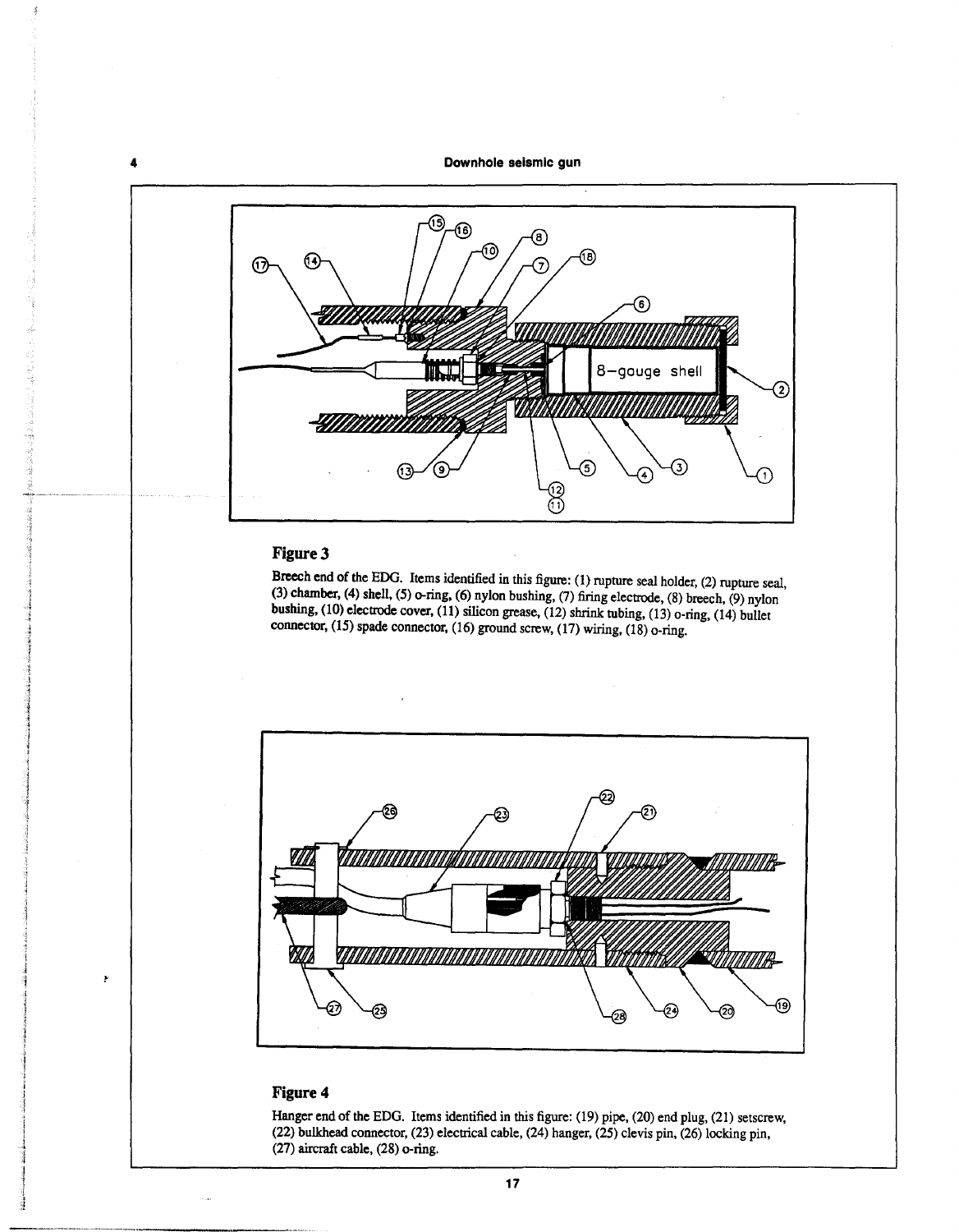8-gauge shell

**Figure 3**

Breech end of the EDG. Items identified in this figure: (1) rupture seal holder, (2) rupture seal, (3) chamber, (4) shell, (5) o-ring, (6) nylon bushing, (7) firing electrode, (8) breech, (9) nylon bushing, (10) electrode cover, (11) silicon grease, (12) shrink tubing, (13) o-ring, (14) bullet connector, (15) spade connector, (16) ground screw, (17) wiring, (18) o-ring.

**Figure 4**

Hanger end of the EDG. Items identified in this figure: (19) pipe, (20) end plug, (21) setscrew, (22) bulkhead connector, (23) electrical cable, (24) hanger, (25) clevis pin, (26) locking pin, (27) aircraft cable, (28) o-ring.